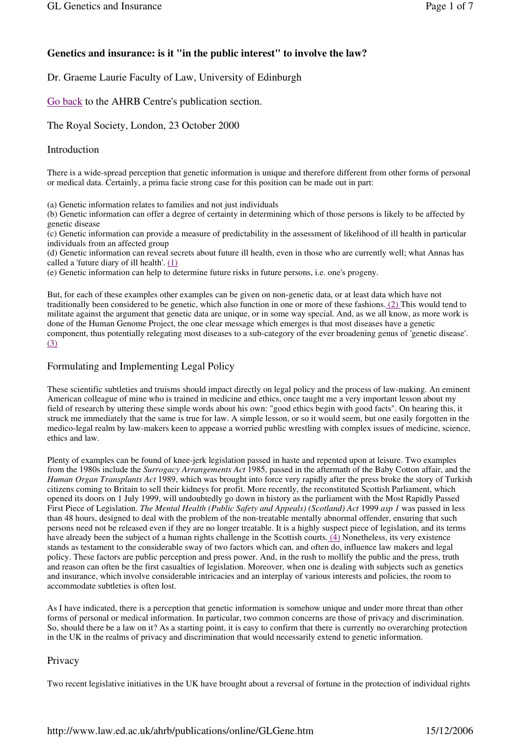# Genetics and insurance: is it "in the public interest" to involve the law?

Dr. Graeme Laurie Faculty of Law, University of Edinburgh

Go back to the AHRB Centre's publication section.

The Royal Society, London, 23 October 2000

## Introduction

There is a wide-spread perception that genetic information is unique and therefore different from other forms of personal or medical data. Certainly, a prima facie strong case for this position can be made out in part:

(a) Genetic information relates to families and not just individuals
(b) Genetic information can offer a degree of certainty in determining which of those persons is likely to be affected by genetic disease
(c) Genetic information can provide a measure of predictability in the assessment of likelihood of ill health in particular individuals from an affected group
(d) Genetic information can reveal secrets about future ill health, even in those who are currently well; what Annas has called a 'future diary of ill health'. (1)
(e) Genetic information can help to determine future risks in future persons, i.e. one's progeny.

But, for each of these examples other examples can be given on non-genetic data, or at least data which have not traditionally been considered to be genetic, which also function in one or more of these fashions. (2) This would tend to militate against the argument that genetic data are unique, or in some way special. And, as we all know, as more work is done of the Human Genome Project, the one clear message which emerges is that most diseases have a genetic component, thus potentially relegating most diseases to a sub-category of the ever broadening genus of 'genetic disease'. (3)

## Formulating and Implementing Legal Policy

These scientific subtleties and truisms should impact directly on legal policy and the process of law-making. An eminent American colleague of mine who is trained in medicine and ethics, once taught me a very important lesson about my field of research by uttering these simple words about his own: "good ethics begin with good facts". On hearing this, it struck me immediately that the same is true for law. A simple lesson, or so it would seem, but one easily forgotten in the medico-legal realm by law-makers keen to appease a worried public wrestling with complex issues of medicine, science, ethics and law.

Plenty of examples can be found of knee-jerk legislation passed in haste and repented upon at leisure. Two examples from the 1980s include the *Surrogacy Arrangements Act* 1985, passed in the aftermath of the Baby Cotton affair, and the *Human Organ Transplants Act* 1989, which was brought into force very rapidly after the press broke the story of Turkish citizens coming to Britain to sell their kidneys for profit. More recently, the reconstituted Scottish Parliament, which opened its doors on 1 July 1999, will undoubtedly go down in history as the parliament with the Most Rapidly Passed First Piece of Legislation. *The Mental Health (Public Safety and Appeals) (Scotland) Act* 1999 *asp 1* was passed in less than 48 hours, designed to deal with the problem of the non-treatable mentally abnormal offender, ensuring that such persons need not be released even if they are no longer treatable. It is a highly suspect piece of legislation, and its terms have already been the subject of a human rights challenge in the Scottish courts. (4) Nonetheless, its very existence stands as testament to the considerable sway of two factors which can, and often do, influence law makers and legal policy. These factors are public perception and press power. And, in the rush to mollify the public and the press, truth and reason can often be the first casualties of legislation. Moreover, when one is dealing with subjects such as genetics and insurance, which involve considerable intricacies and an interplay of various interests and policies, the room to accommodate subtleties is often lost.

As I have indicated, there is a perception that genetic information is somehow unique and under more threat than other forms of personal or medical information. In particular, two common concerns are those of privacy and discrimination. So, should there be a law on it? As a starting point, it is easy to confirm that there is currently no overarching protection in the UK in the realms of privacy and discrimination that would necessarily extend to genetic information.

## Privacy

Two recent legislative initiatives in the UK have brought about a reversal of fortune in the protection of individual rights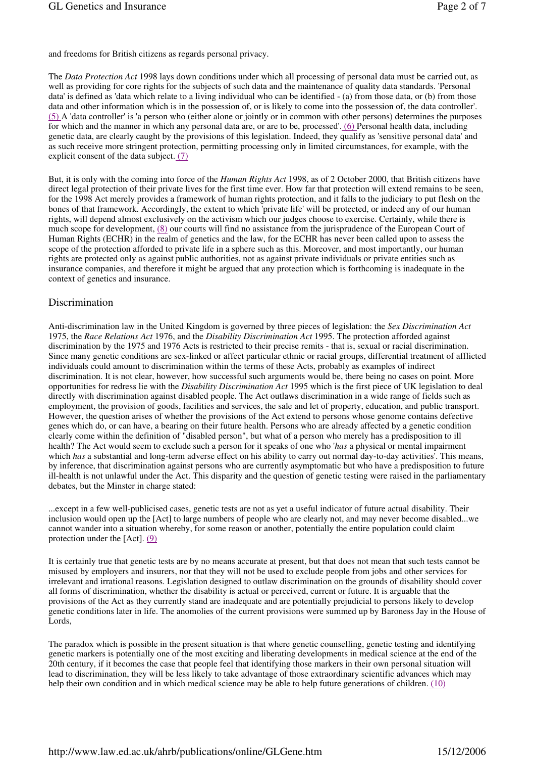and freedoms for British citizens as regards personal privacy.

The *Data Protection Act* 1998 lays down conditions under which all processing of personal data must be carried out, as well as providing for core rights for the subjects of such data and the maintenance of quality data standards. 'Personal data' is defined as 'data which relate to a living individual who can be identified - (a) from those data, or (b) from those data and other information which is in the possession of, or is likely to come into the possession of, the data controller'. (5) A 'data controller' is 'a person who (either alone or jointly or in common with other persons) determines the purposes for which and the manner in which any personal data are, or are to be, processed'. (6) Personal health data, including genetic data, are clearly caught by the provisions of this legislation. Indeed, they qualify as 'sensitive personal data' and as such receive more stringent protection, permitting processing only in limited circumstances, for example, with the explicit consent of the data subject. (7)

But, it is only with the coming into force of the *Human Rights Act* 1998, as of 2 October 2000, that British citizens have direct legal protection of their private lives for the first time ever. How far that protection will extend remains to be seen, for the 1998 Act merely provides a framework of human rights protection, and it falls to the judiciary to put flesh on the bones of that framework. Accordingly, the extent to which 'private life' will be protected, or indeed any of our human rights, will depend almost exclusively on the activism which our judges choose to exercise. Certainly, while there is much scope for development, (8) our courts will find no assistance from the jurisprudence of the European Court of Human Rights (ECHR) in the realm of genetics and the law, for the ECHR has never been called upon to assess the scope of the protection afforded to private life in a sphere such as this. Moreover, and most importantly, our human rights are protected only as against public authorities, not as against private individuals or private entities such as insurance companies, and therefore it might be argued that any protection which is forthcoming is inadequate in the context of genetics and insurance.

## Discrimination

Anti-discrimination law in the United Kingdom is governed by three pieces of legislation: the *Sex Discrimination Act* 1975, the *Race Relations Act* 1976, and the *Disability Discrimination Act* 1995. The protection afforded against discrimination by the 1975 and 1976 Acts is restricted to their precise remits - that is, sexual or racial discrimination. Since many genetic conditions are sex-linked or affect particular ethnic or racial groups, differential treatment of afflicted individuals could amount to discrimination within the terms of these Acts, probably as examples of indirect discrimination. It is not clear, however, how successful such arguments would be, there being no cases on point. More opportunities for redress lie with the *Disability Discrimination Act* 1995 which is the first piece of UK legislation to deal directly with discrimination against disabled people. The Act outlaws discrimination in a wide range of fields such as employment, the provision of goods, facilities and services, the sale and let of property, education, and public transport. However, the question arises of whether the provisions of the Act extend to persons whose genome contains defective genes which do, or can have, a bearing on their future health. Persons who are already affected by a genetic condition clearly come within the definition of "disabled person", but what of a person who merely has a predisposition to ill health? The Act would seem to exclude such a person for it speaks of one who '*has* a physical or mental impairment which *has* a substantial and long-term adverse effect on his ability to carry out normal day-to-day activities'. This means, by inference, that discrimination against persons who are currently asymptomatic but who have a predisposition to future ill-health is not unlawful under the Act. This disparity and the question of genetic testing were raised in the parliamentary debates, but the Minster in charge stated:

...except in a few well-publicised cases, genetic tests are not as yet a useful indicator of future actual disability. Their inclusion would open up the [Act] to large numbers of people who are clearly not, and may never become disabled...we cannot wander into a situation whereby, for some reason or another, potentially the entire population could claim protection under the [Act]. (9)

It is certainly true that genetic tests are by no means accurate at present, but that does not mean that such tests cannot be misused by employers and insurers, nor that they will not be used to exclude people from jobs and other services for irrelevant and irrational reasons. Legislation designed to outlaw discrimination on the grounds of disability should cover all forms of discrimination, whether the disability is actual or perceived, current or future. It is arguable that the provisions of the Act as they currently stand are inadequate and are potentially prejudicial to persons likely to develop genetic conditions later in life. The anomolies of the current provisions were summed up by Baroness Jay in the House of Lords,

The paradox which is possible in the present situation is that where genetic counselling, genetic testing and identifying genetic markers is potentially one of the most exciting and liberating developments in medical science at the end of the 20th century, if it becomes the case that people feel that identifying those markers in their own personal situation will lead to discrimination, they will be less likely to take advantage of those extraordinary scientific advances which may help their own condition and in which medical science may be able to help future generations of children. (10)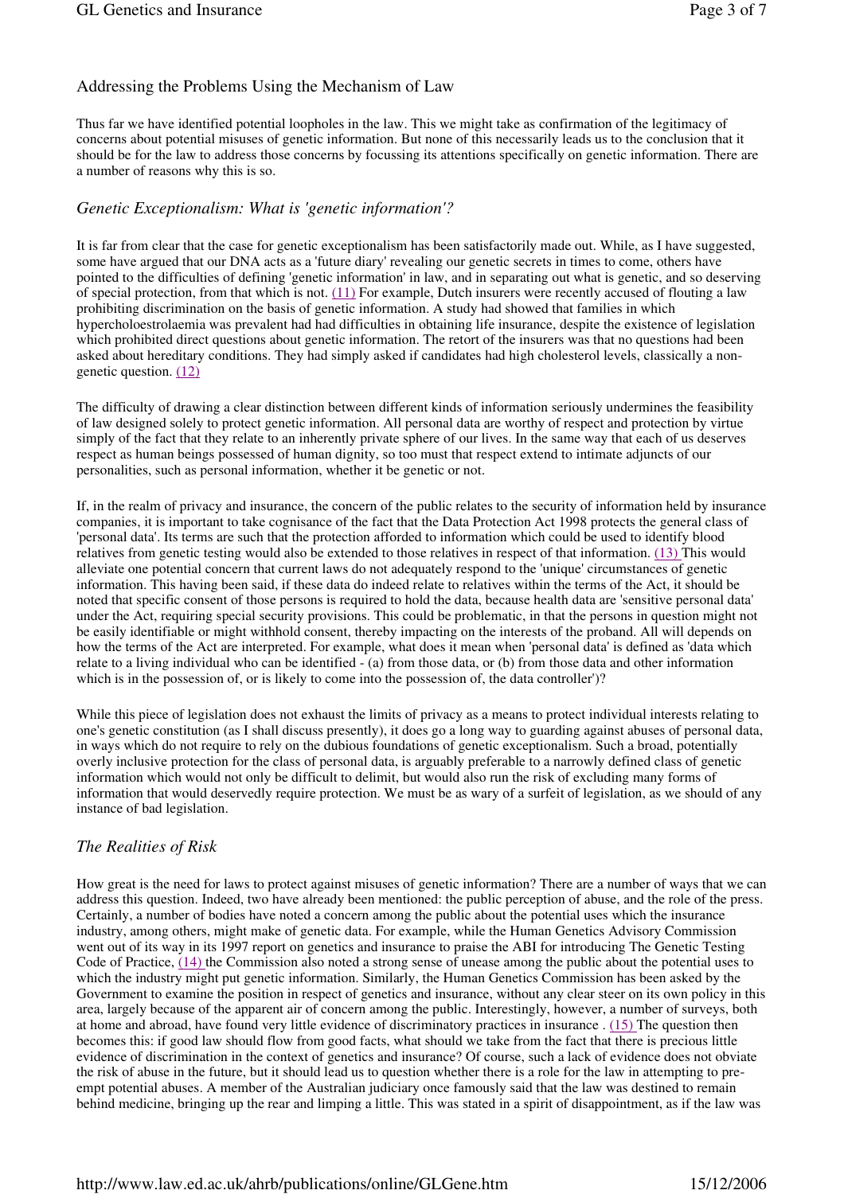## Addressing the Problems Using the Mechanism of Law

Thus far we have identified potential loopholes in the law. This we might take as confirmation of the legitimacy of concerns about potential misuses of genetic information. But none of this necessarily leads us to the conclusion that it should be for the law to address those concerns by focussing its attentions specifically on genetic information. There are a number of reasons why this is so.

### *Genetic Exceptionalism: What is 'genetic information'?*

It is far from clear that the case for genetic exceptionalism has been satisfactorily made out. While, as I have suggested, some have argued that our DNA acts as a 'future diary' revealing our genetic secrets in times to come, others have pointed to the difficulties of defining 'genetic information' in law, and in separating out what is genetic, and so deserving of special protection, from that which is not. (11) For example, Dutch insurers were recently accused of flouting a law prohibiting discrimination on the basis of genetic information. A study had showed that families in which hypercholoestrolaemia was prevalent had had difficulties in obtaining life insurance, despite the existence of legislation which prohibited direct questions about genetic information. The retort of the insurers was that no questions had been asked about hereditary conditions. They had simply asked if candidates had high cholesterol levels, classically a non-genetic question. (12)

The difficulty of drawing a clear distinction between different kinds of information seriously undermines the feasibility of law designed solely to protect genetic information. All personal data are worthy of respect and protection by virtue simply of the fact that they relate to an inherently private sphere of our lives. In the same way that each of us deserves respect as human beings possessed of human dignity, so too must that respect extend to intimate adjuncts of our personalities, such as personal information, whether it be genetic or not.

If, in the realm of privacy and insurance, the concern of the public relates to the security of information held by insurance companies, it is important to take cognisance of the fact that the Data Protection Act 1998 protects the general class of 'personal data'. Its terms are such that the protection afforded to information which could be used to identify blood relatives from genetic testing would also be extended to those relatives in respect of that information. (13) This would alleviate one potential concern that current laws do not adequately respond to the 'unique' circumstances of genetic information. This having been said, if these data do indeed relate to relatives within the terms of the Act, it should be noted that specific consent of those persons is required to hold the data, because health data are 'sensitive personal data' under the Act, requiring special security provisions. This could be problematic, in that the persons in question might not be easily identifiable or might withhold consent, thereby impacting on the interests of the proband. All will depends on how the terms of the Act are interpreted. For example, what does it mean when 'personal data' is defined as 'data which relate to a living individual who can be identified - (a) from those data, or (b) from those data and other information which is in the possession of, or is likely to come into the possession of, the data controller')?

While this piece of legislation does not exhaust the limits of privacy as a means to protect individual interests relating to one's genetic constitution (as I shall discuss presently), it does go a long way to guarding against abuses of personal data, in ways which do not require to rely on the dubious foundations of genetic exceptionalism. Such a broad, potentially overly inclusive protection for the class of personal data, is arguably preferable to a narrowly defined class of genetic information which would not only be difficult to delimit, but would also run the risk of excluding many forms of information that would deservedly require protection. We must be as wary of a surfeit of legislation, as we should of any instance of bad legislation.

### *The Realities of Risk*

How great is the need for laws to protect against misuses of genetic information? There are a number of ways that we can address this question. Indeed, two have already been mentioned: the public perception of abuse, and the role of the press. Certainly, a number of bodies have noted a concern among the public about the potential uses which the insurance industry, among others, might make of genetic data. For example, while the Human Genetics Advisory Commission went out of its way in its 1997 report on genetics and insurance to praise the ABI for introducing The Genetic Testing Code of Practice, (14) the Commission also noted a strong sense of unease among the public about the potential uses to which the industry might put genetic information. Similarly, the Human Genetics Commission has been asked by the Government to examine the position in respect of genetics and insurance, without any clear steer on its own policy in this area, largely because of the apparent air of concern among the public. Interestingly, however, a number of surveys, both at home and abroad, have found very little evidence of discriminatory practices in insurance . (15) The question then becomes this: if good law should flow from good facts, what should we take from the fact that there is precious little evidence of discrimination in the context of genetics and insurance? Of course, such a lack of evidence does not obviate the risk of abuse in the future, but it should lead us to question whether there is a role for the law in attempting to pre-empt potential abuses. A member of the Australian judiciary once famously said that the law was destined to remain behind medicine, bringing up the rear and limping a little. This was stated in a spirit of disappointment, as if the law was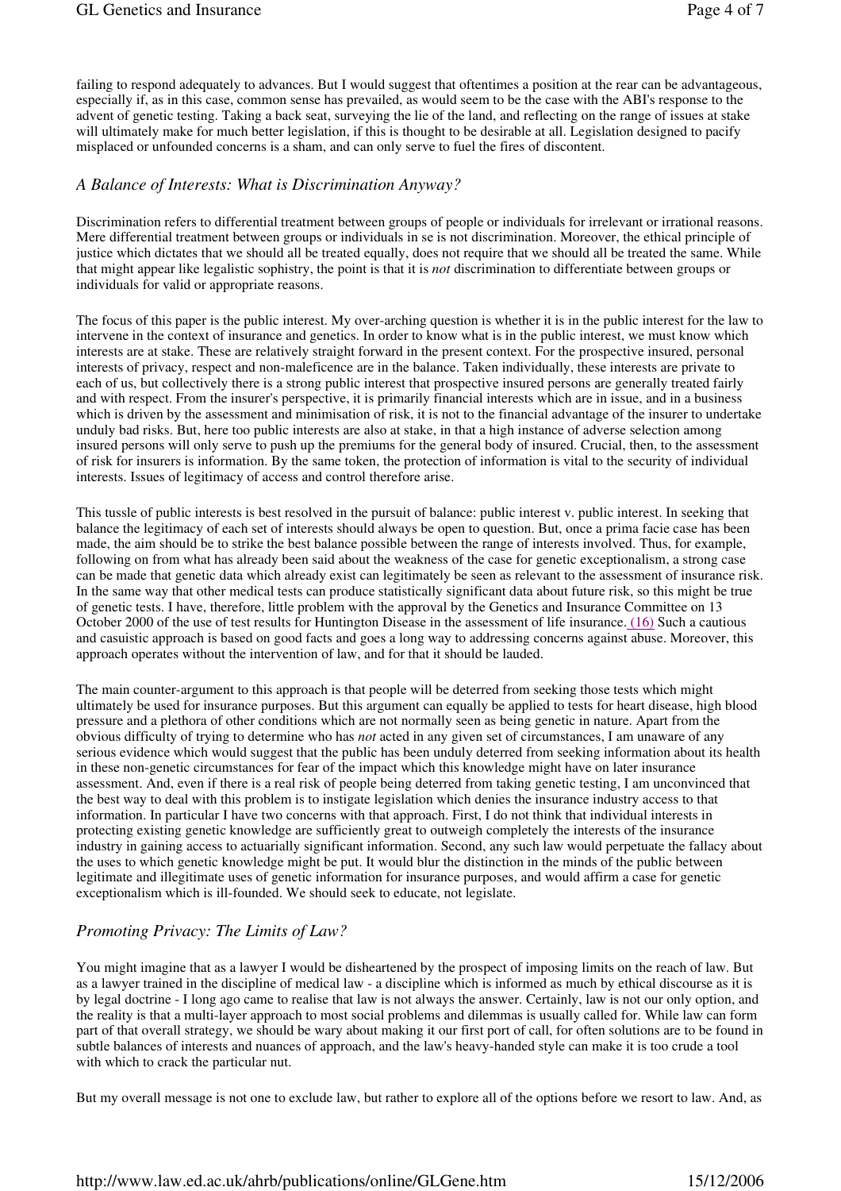failing to respond adequately to advances. But I would suggest that oftentimes a position at the rear can be advantageous, especially if, as in this case, common sense has prevailed, as would seem to be the case with the ABI's response to the advent of genetic testing. Taking a back seat, surveying the lie of the land, and reflecting on the range of issues at stake will ultimately make for much better legislation, if this is thought to be desirable at all. Legislation designed to pacify misplaced or unfounded concerns is a sham, and can only serve to fuel the fires of discontent.

## *A Balance of Interests: What is Discrimination Anyway?*

Discrimination refers to differential treatment between groups of people or individuals for irrelevant or irrational reasons. Mere differential treatment between groups or individuals in se is not discrimination. Moreover, the ethical principle of justice which dictates that we should all be treated equally, does not require that we should all be treated the same. While that might appear like legalistic sophistry, the point is that it is *not* discrimination to differentiate between groups or individuals for valid or appropriate reasons.

The focus of this paper is the public interest. My over-arching question is whether it is in the public interest for the law to intervene in the context of insurance and genetics. In order to know what is in the public interest, we must know which interests are at stake. These are relatively straight forward in the present context. For the prospective insured, personal interests of privacy, respect and non-maleficence are in the balance. Taken individually, these interests are private to each of us, but collectively there is a strong public interest that prospective insured persons are generally treated fairly and with respect. From the insurer's perspective, it is primarily financial interests which are in issue, and in a business which is driven by the assessment and minimisation of risk, it is not to the financial advantage of the insurer to undertake unduly bad risks. But, here too public interests are also at stake, in that a high instance of adverse selection among insured persons will only serve to push up the premiums for the general body of insured. Crucial, then, to the assessment of risk for insurers is information. By the same token, the protection of information is vital to the security of individual interests. Issues of legitimacy of access and control therefore arise.

This tussle of public interests is best resolved in the pursuit of balance: public interest v. public interest. In seeking that balance the legitimacy of each set of interests should always be open to question. But, once a prima facie case has been made, the aim should be to strike the best balance possible between the range of interests involved. Thus, for example, following on from what has already been said about the weakness of the case for genetic exceptionalism, a strong case can be made that genetic data which already exist can legitimately be seen as relevant to the assessment of insurance risk. In the same way that other medical tests can produce statistically significant data about future risk, so this might be true of genetic tests. I have, therefore, little problem with the approval by the Genetics and Insurance Committee on 13 October 2000 of the use of test results for Huntington Disease in the assessment of life insurance. (16) Such a cautious and casuistic approach is based on good facts and goes a long way to addressing concerns against abuse. Moreover, this approach operates without the intervention of law, and for that it should be lauded.

The main counter-argument to this approach is that people will be deterred from seeking those tests which might ultimately be used for insurance purposes. But this argument can equally be applied to tests for heart disease, high blood pressure and a plethora of other conditions which are not normally seen as being genetic in nature. Apart from the obvious difficulty of trying to determine who has *not* acted in any given set of circumstances, I am unaware of any serious evidence which would suggest that the public has been unduly deterred from seeking information about its health in these non-genetic circumstances for fear of the impact which this knowledge might have on later insurance assessment. And, even if there is a real risk of people being deterred from taking genetic testing, I am unconvinced that the best way to deal with this problem is to instigate legislation which denies the insurance industry access to that information. In particular I have two concerns with that approach. First, I do not think that individual interests in protecting existing genetic knowledge are sufficiently great to outweigh completely the interests of the insurance industry in gaining access to actuarially significant information. Second, any such law would perpetuate the fallacy about the uses to which genetic knowledge might be put. It would blur the distinction in the minds of the public between legitimate and illegitimate uses of genetic information for insurance purposes, and would affirm a case for genetic exceptionalism which is ill-founded. We should seek to educate, not legislate.

## *Promoting Privacy: The Limits of Law?*

You might imagine that as a lawyer I would be disheartened by the prospect of imposing limits on the reach of law. But as a lawyer trained in the discipline of medical law - a discipline which is informed as much by ethical discourse as it is by legal doctrine - I long ago came to realise that law is not always the answer. Certainly, law is not our only option, and the reality is that a multi-layer approach to most social problems and dilemmas is usually called for. While law can form part of that overall strategy, we should be wary about making it our first port of call, for often solutions are to be found in subtle balances of interests and nuances of approach, and the law's heavy-handed style can make it is too crude a tool with which to crack the particular nut.

But my overall message is not one to exclude law, but rather to explore all of the options before we resort to law. And, as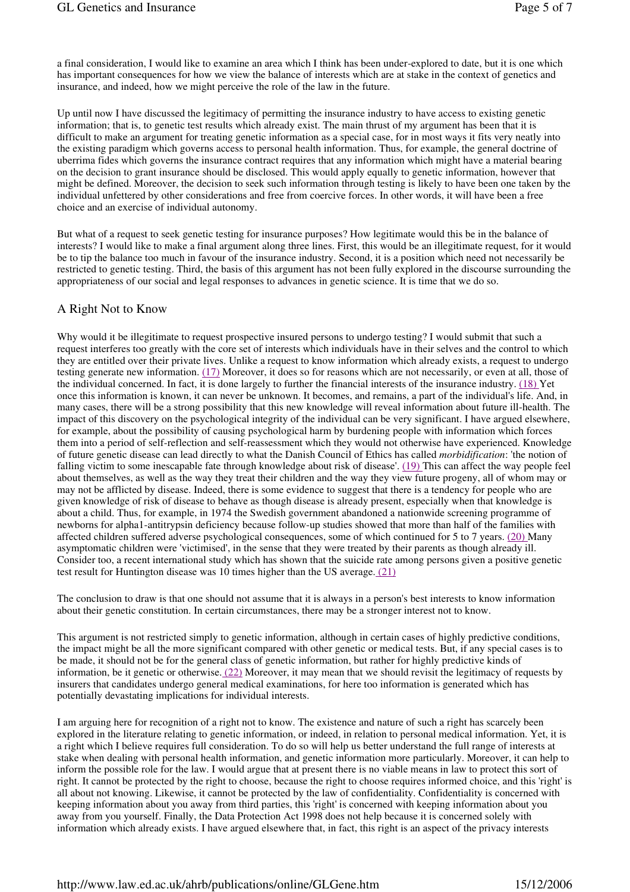a final consideration, I would like to examine an area which I think has been under-explored to date, but it is one which has important consequences for how we view the balance of interests which are at stake in the context of genetics and insurance, and indeed, how we might perceive the role of the law in the future.

Up until now I have discussed the legitimacy of permitting the insurance industry to have access to existing genetic information; that is, to genetic test results which already exist. The main thrust of my argument has been that it is difficult to make an argument for treating genetic information as a special case, for in most ways it fits very neatly into the existing paradigm which governs access to personal health information. Thus, for example, the general doctrine of uberrima fides which governs the insurance contract requires that any information which might have a material bearing on the decision to grant insurance should be disclosed. This would apply equally to genetic information, however that might be defined. Moreover, the decision to seek such information through testing is likely to have been one taken by the individual unfettered by other considerations and free from coercive forces. In other words, it will have been a free choice and an exercise of individual autonomy.

But what of a request to seek genetic testing for insurance purposes? How legitimate would this be in the balance of interests? I would like to make a final argument along three lines. First, this would be an illegitimate request, for it would be to tip the balance too much in favour of the insurance industry. Second, it is a position which need not necessarily be restricted to genetic testing. Third, the basis of this argument has not been fully explored in the discourse surrounding the appropriateness of our social and legal responses to advances in genetic science. It is time that we do so.

## A Right Not to Know

Why would it be illegitimate to request prospective insured persons to undergo testing? I would submit that such a request interferes too greatly with the core set of interests which individuals have in their selves and the control to which they are entitled over their private lives. Unlike a request to know information which already exists, a request to undergo testing generate new information. (17) Moreover, it does so for reasons which are not necessarily, or even at all, those of the individual concerned. In fact, it is done largely to further the financial interests of the insurance industry. (18) Yet once this information is known, it can never be unknown. It becomes, and remains, a part of the individual's life. And, in many cases, there will be a strong possibility that this new knowledge will reveal information about future ill-health. The impact of this discovery on the psychological integrity of the individual can be very significant. I have argued elsewhere, for example, about the possibility of causing psychological harm by burdening people with information which forces them into a period of self-reflection and self-reassessment which they would not otherwise have experienced. Knowledge of future genetic disease can lead directly to what the Danish Council of Ethics has called *morbidification*: 'the notion of falling victim to some inescapable fate through knowledge about risk of disease'. (19) This can affect the way people feel about themselves, as well as the way they treat their children and the way they view future progeny, all of whom may or may not be afflicted by disease. Indeed, there is some evidence to suggest that there is a tendency for people who are given knowledge of risk of disease to behave as though disease is already present, especially when that knowledge is about a child. Thus, for example, in 1974 the Swedish government abandoned a nationwide screening programme of newborns for alpha1-antitrypsin deficiency because follow-up studies showed that more than half of the families with affected children suffered adverse psychological consequences, some of which continued for 5 to 7 years. (20) Many asymptomatic children were 'victimised', in the sense that they were treated by their parents as though already ill. Consider too, a recent international study which has shown that the suicide rate among persons given a positive genetic test result for Huntington disease was 10 times higher than the US average. (21)

The conclusion to draw is that one should not assume that it is always in a person's best interests to know information about their genetic constitution. In certain circumstances, there may be a stronger interest not to know.

This argument is not restricted simply to genetic information, although in certain cases of highly predictive conditions, the impact might be all the more significant compared with other genetic or medical tests. But, if any special cases is to be made, it should not be for the general class of genetic information, but rather for highly predictive kinds of information, be it genetic or otherwise. (22) Moreover, it may mean that we should revisit the legitimacy of requests by insurers that candidates undergo general medical examinations, for here too information is generated which has potentially devastating implications for individual interests.

I am arguing here for recognition of a right not to know. The existence and nature of such a right has scarcely been explored in the literature relating to genetic information, or indeed, in relation to personal medical information. Yet, it is a right which I believe requires full consideration. To do so will help us better understand the full range of interests at stake when dealing with personal health information, and genetic information more particularly. Moreover, it can help to inform the possible role for the law. I would argue that at present there is no viable means in law to protect this sort of right. It cannot be protected by the right to choose, because the right to choose requires informed choice, and this 'right' is all about not knowing. Likewise, it cannot be protected by the law of confidentiality. Confidentiality is concerned with keeping information about you away from third parties, this 'right' is concerned with keeping information about you away from you yourself. Finally, the Data Protection Act 1998 does not help because it is concerned solely with information which already exists. I have argued elsewhere that, in fact, this right is an aspect of the privacy interests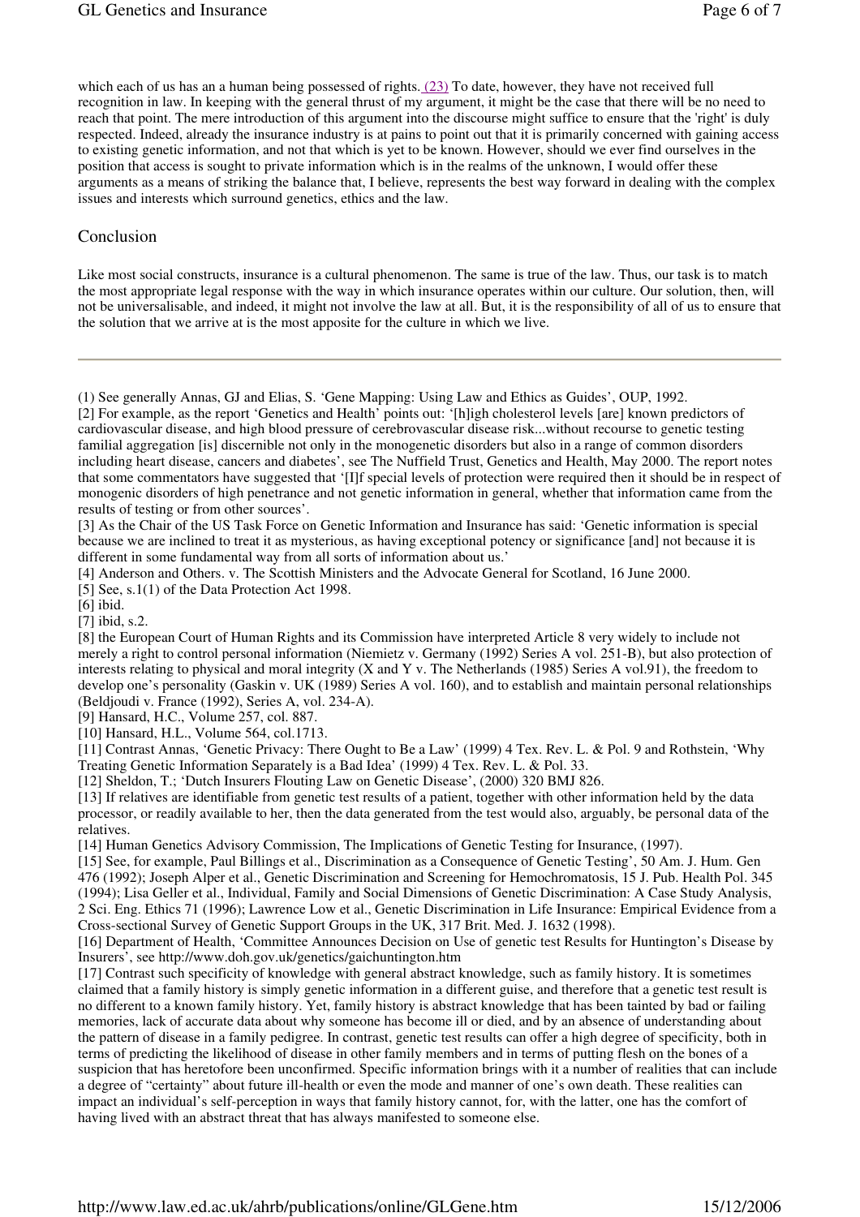which each of us has an a human being possessed of rights. (23) To date, however, they have not received full recognition in law. In keeping with the general thrust of my argument, it might be the case that there will be no need to reach that point. The mere introduction of this argument into the discourse might suffice to ensure that the 'right' is duly respected. Indeed, already the insurance industry is at pains to point out that it is primarily concerned with gaining access to existing genetic information, and not that which is yet to be known. However, should we ever find ourselves in the position that access is sought to private information which is in the realms of the unknown, I would offer these arguments as a means of striking the balance that, I believe, represents the best way forward in dealing with the complex issues and interests which surround genetics, ethics and the law.

## Conclusion

Like most social constructs, insurance is a cultural phenomenon. The same is true of the law. Thus, our task is to match the most appropriate legal response with the way in which insurance operates within our culture. Our solution, then, will not be universalisable, and indeed, it might not involve the law at all. But, it is the responsibility of all of us to ensure that the solution that we arrive at is the most apposite for the culture in which we live.

---

(1) See generally Annas, GJ and Elias, S. 'Gene Mapping: Using Law and Ethics as Guides', OUP, 1992.

[2] For example, as the report 'Genetics and Health' points out: '[h]igh cholesterol levels [are] known predictors of cardiovascular disease, and high blood pressure of cerebrovascular disease risk...without recourse to genetic testing familial aggregation [is] discernible not only in the monogenetic disorders but also in a range of common disorders including heart disease, cancers and diabetes', see The Nuffield Trust, Genetics and Health, May 2000. The report notes that some commentators have suggested that '[I]f special levels of protection were required then it should be in respect of monogenic disorders of high penetrance and not genetic information in general, whether that information came from the results of testing or from other sources'.

[3] As the Chair of the US Task Force on Genetic Information and Insurance has said: 'Genetic information is special because we are inclined to treat it as mysterious, as having exceptional potency or significance [and] not because it is different in some fundamental way from all sorts of information about us.'

[4] Anderson and Others. v. The Scottish Ministers and the Advocate General for Scotland, 16 June 2000.

[5] See, s.1(1) of the Data Protection Act 1998.

[6] ibid.

[7] ibid, s.2.

[8] the European Court of Human Rights and its Commission have interpreted Article 8 very widely to include not merely a right to control personal information (Niemietz v. Germany (1992) Series A vol. 251-B), but also protection of interests relating to physical and moral integrity (X and Y v. The Netherlands (1985) Series A vol.91), the freedom to develop one's personality (Gaskin v. UK (1989) Series A vol. 160), and to establish and maintain personal relationships (Beldjoudi v. France (1992), Series A, vol. 234-A).

[9] Hansard, H.C., Volume 257, col. 887.

[10] Hansard, H.L., Volume 564, col.1713.

[11] Contrast Annas, 'Genetic Privacy: There Ought to Be a Law' (1999) 4 Tex. Rev. L. & Pol. 9 and Rothstein, 'Why Treating Genetic Information Separately is a Bad Idea' (1999) 4 Tex. Rev. L. & Pol. 33.

[12] Sheldon, T.; 'Dutch Insurers Flouting Law on Genetic Disease', (2000) 320 BMJ 826.

[13] If relatives are identifiable from genetic test results of a patient, together with other information held by the data processor, or readily available to her, then the data generated from the test would also, arguably, be personal data of the relatives.

[14] Human Genetics Advisory Commission, The Implications of Genetic Testing for Insurance, (1997).

[15] See, for example, Paul Billings et al., Discrimination as a Consequence of Genetic Testing', 50 Am. J. Hum. Gen 476 (1992); Joseph Alper et al., Genetic Discrimination and Screening for Hemochromatosis, 15 J. Pub. Health Pol. 345 (1994); Lisa Geller et al., Individual, Family and Social Dimensions of Genetic Discrimination: A Case Study Analysis, 2 Sci. Eng. Ethics 71 (1996); Lawrence Low et al., Genetic Discrimination in Life Insurance: Empirical Evidence from a Cross-sectional Survey of Genetic Support Groups in the UK, 317 Brit. Med. J. 1632 (1998).

[16] Department of Health, 'Committee Announces Decision on Use of genetic test Results for Huntington's Disease by Insurers', see http://www.doh.gov.uk/genetics/gaichuntington.htm

[17] Contrast such specificity of knowledge with general abstract knowledge, such as family history. It is sometimes claimed that a family history is simply genetic information in a different guise, and therefore that a genetic test result is no different to a known family history. Yet, family history is abstract knowledge that has been tainted by bad or failing memories, lack of accurate data about why someone has become ill or died, and by an absence of understanding about the pattern of disease in a family pedigree. In contrast, genetic test results can offer a high degree of specificity, both in terms of predicting the likelihood of disease in other family members and in terms of putting flesh on the bones of a suspicion that has heretofore been unconfirmed. Specific information brings with it a number of realities that can include a degree of "certainty" about future ill-health or even the mode and manner of one's own death. These realities can impact an individual's self-perception in ways that family history cannot, for, with the latter, one has the comfort of having lived with an abstract threat that has always manifested to someone else.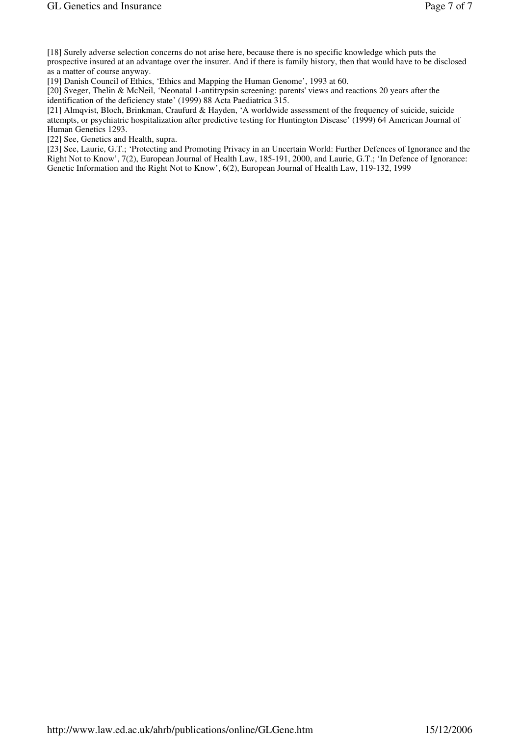[18] Surely adverse selection concerns do not arise here, because there is no specific knowledge which puts the prospective insured at an advantage over the insurer. And if there is family history, then that would have to be disclosed as a matter of course anyway.

[19] Danish Council of Ethics, 'Ethics and Mapping the Human Genome', 1993 at 60.

[20] Sveger, Thelin & McNeil, 'Neonatal 1-antitrypsin screening: parents' views and reactions 20 years after the identification of the deficiency state' (1999) 88 Acta Paediatrica 315.

[21] Almqvist, Bloch, Brinkman, Craufurd & Hayden, 'A worldwide assessment of the frequency of suicide, suicide attempts, or psychiatric hospitalization after predictive testing for Huntington Disease' (1999) 64 American Journal of Human Genetics 1293.

[22] See, Genetics and Health, supra.

[23] See, Laurie, G.T.; 'Protecting and Promoting Privacy in an Uncertain World: Further Defences of Ignorance and the Right Not to Know', 7(2), European Journal of Health Law, 185-191, 2000, and Laurie, G.T.; 'In Defence of Ignorance: Genetic Information and the Right Not to Know', 6(2), European Journal of Health Law, 119-132, 1999